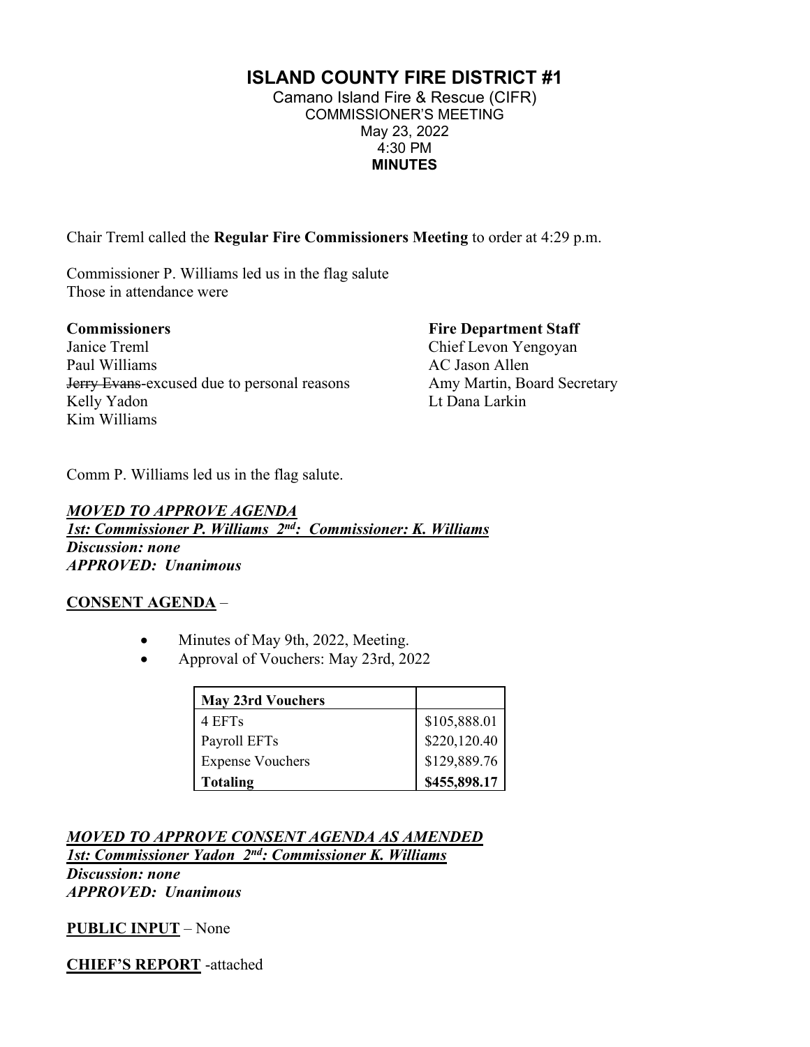# ISLAND COUNTY FIRE DISTRICT #1

Camano Island Fire & Rescue (CIFR)
COMMISSIONER'S MEETING
May 23, 2022
4:30 PM
**MINUTES**

Chair Treml called the **Regular Fire Commissioners Meeting** to order at 4:29 p.m.

Commissioner P. Williams led us in the flag salute
Those in attendance were

**Commissioners**
Janice Treml
Paul Williams
~~Jerry Evans~~-excused due to personal reasons
Kelly Yadon
Kim Williams

**Fire Department Staff**
Chief Levon Yengoyan
AC Jason Allen
Amy Martin, Board Secretary
Lt Dana Larkin

Comm P. Williams led us in the flag salute.

***MOVED TO APPROVE AGENDA***
***1st: Commissioner P. Williams 2nd: Commissioner: K. Williams***
***Discussion: none***
***APPROVED: Unanimous***

**CONSENT AGENDA** –

- Minutes of May 9th, 2022, Meeting.
- Approval of Vouchers: May 23rd, 2022

| **May 23rd Vouchers** | |
|---|---|
| 4 EFTs | $105,888.01 |
| Payroll EFTs | $220,120.40 |
| Expense Vouchers | $129,889.76 |
| **Totaling** | **$455,898.17** |

***MOVED TO APPROVE CONSENT AGENDA AS AMENDED***
***1st: Commissioner Yadon 2nd: Commissioner K. Williams***
***Discussion: none***
***APPROVED: Unanimous***

**PUBLIC INPUT** – None

**CHIEF'S REPORT** -attached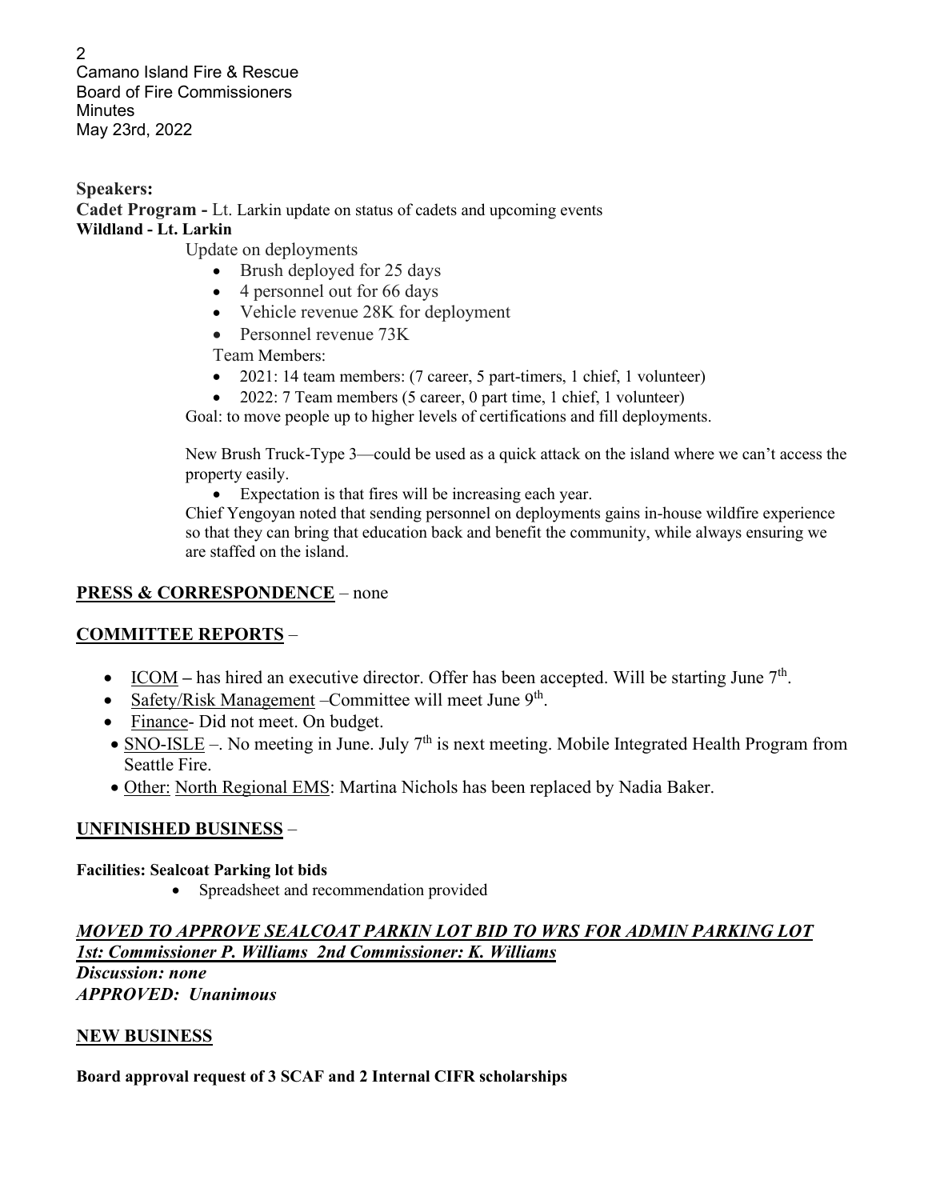**Speakers:**

**Cadet Program -** Lt. Larkin update on status of cadets and upcoming events

**Wildland - Lt. Larkin**

Update on deployments

- Brush deployed for 25 days
- 4 personnel out for 66 days
- Vehicle revenue 28K for deployment
- Personnel revenue 73K

Team Members:

- 2021: 14 team members: (7 career, 5 part-timers, 1 chief, 1 volunteer)
- 2022: 7 Team members (5 career, 0 part time, 1 chief, 1 volunteer)

Goal: to move people up to higher levels of certifications and fill deployments.

New Brush Truck-Type 3—could be used as a quick attack on the island where we can't access the property easily.

- Expectation is that fires will be increasing each year.

Chief Yengoyan noted that sending personnel on deployments gains in-house wildfire experience so that they can bring that education back and benefit the community, while always ensuring we are staffed on the island.

## PRESS & CORRESPONDENCE – none

## COMMITTEE REPORTS –

- ICOM – has hired an executive director. Offer has been accepted. Will be starting June 7th.
- Safety/Risk Management –Committee will meet June 9th.
- Finance- Did not meet. On budget.
- SNO-ISLE –. No meeting in June. July 7th is next meeting. Mobile Integrated Health Program from Seattle Fire.
- Other: North Regional EMS: Martina Nichols has been replaced by Nadia Baker.

## UNFINISHED BUSINESS –

**Facilities: Sealcoat Parking lot bids**

- Spreadsheet and recommendation provided

***MOVED TO APPROVE SEALCOAT PARKIN LOT BID TO WRS FOR ADMIN PARKING LOT***
***1st: Commissioner P. Williams 2nd Commissioner: K. Williams***
***Discussion: none***
***APPROVED: Unanimous***

## NEW BUSINESS

**Board approval request of 3 SCAF and 2 Internal CIFR scholarships**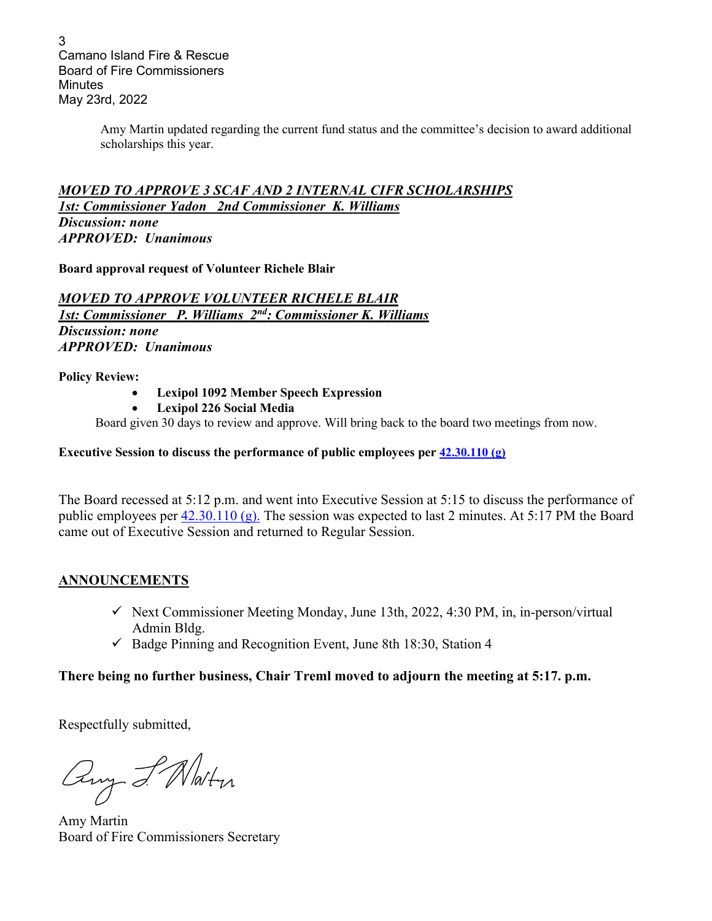Amy Martin updated regarding the current fund status and the committee's decision to award additional scholarships this year.

***MOVED TO APPROVE 3 SCAF AND 2 INTERNAL CIFR SCHOLARSHIPS***
***1st: Commissioner Yadon 2nd Commissioner K. Williams***
***Discussion: none***
***APPROVED: Unanimous***

**Board approval request of Volunteer Richele Blair**

***MOVED TO APPROVE VOLUNTEER RICHELE BLAIR***
***1st: Commissioner P. Williams 2nd: Commissioner K. Williams***
***Discussion: none***
***APPROVED: Unanimous***

**Policy Review:**

- **Lexipol 1092 Member Speech Expression**
- **Lexipol 226 Social Media**

Board given 30 days to review and approve. Will bring back to the board two meetings from now.

**Executive Session to discuss the performance of public employees per [42.30.110 (g)]**

The Board recessed at 5:12 p.m. and went into Executive Session at 5:15 to discuss the performance of public employees per 42.30.110 (g). The session was expected to last 2 minutes. At 5:17 PM the Board came out of Executive Session and returned to Regular Session.

## ANNOUNCEMENTS

- ✓ Next Commissioner Meeting Monday, June 13th, 2022, 4:30 PM, in, in-person/virtual Admin Bldg.
- ✓ Badge Pinning and Recognition Event, June 8th 18:30, Station 4

**There being no further business, Chair Treml moved to adjourn the meeting at 5:17. p.m.**

Respectfully submitted,

Amy Martin
Board of Fire Commissioners Secretary